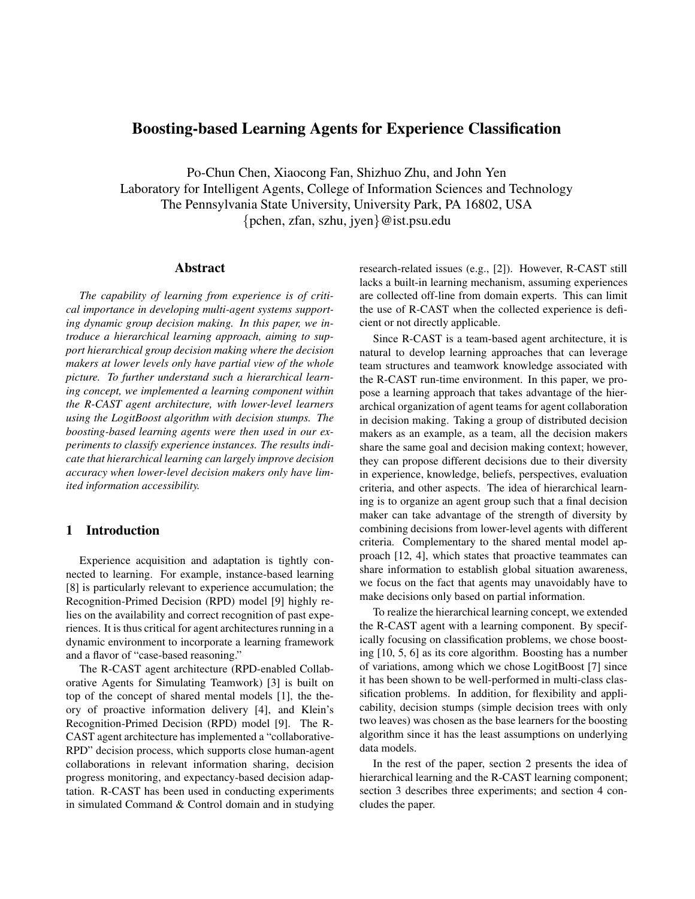# Boosting-based Learning Agents for Experience Classification

Po-Chun Chen, Xiaocong Fan, Shizhuo Zhu, and John Yen
Laboratory for Intelligent Agents, College of Information Sciences and Technology
The Pennsylvania State University, University Park, PA 16802, USA
{pchen, zfan, szhu, jyen}@ist.psu.edu

## Abstract

*The capability of learning from experience is of critical importance in developing multi-agent systems supporting dynamic group decision making. In this paper, we introduce a hierarchical learning approach, aiming to support hierarchical group decision making where the decision makers at lower levels only have partial view of the whole picture. To further understand such a hierarchical learning concept, we implemented a learning component within the R-CAST agent architecture, with lower-level learners using the LogitBoost algorithm with decision stumps. The boosting-based learning agents were then used in our experiments to classify experience instances. The results indicate that hierarchical learning can largely improve decision accuracy when lower-level decision makers only have limited information accessibility.*

## 1 Introduction

Experience acquisition and adaptation is tightly connected to learning. For example, instance-based learning [8] is particularly relevant to experience accumulation; the Recognition-Primed Decision (RPD) model [9] highly relies on the availability and correct recognition of past experiences. It is thus critical for agent architectures running in a dynamic environment to incorporate a learning framework and a flavor of "case-based reasoning."

The R-CAST agent architecture (RPD-enabled Collaborative Agents for Simulating Teamwork) [3] is built on top of the concept of shared mental models [1], the theory of proactive information delivery [4], and Klein's Recognition-Primed Decision (RPD) model [9]. The R-CAST agent architecture has implemented a "collaborative-RPD" decision process, which supports close human-agent collaborations in relevant information sharing, decision progress monitoring, and expectancy-based decision adaptation. R-CAST has been used in conducting experiments in simulated Command & Control domain and in studying research-related issues (e.g., [2]). However, R-CAST still lacks a built-in learning mechanism, assuming experiences are collected off-line from domain experts. This can limit the use of R-CAST when the collected experience is deficient or not directly applicable.

Since R-CAST is a team-based agent architecture, it is natural to develop learning approaches that can leverage team structures and teamwork knowledge associated with the R-CAST run-time environment. In this paper, we propose a learning approach that takes advantage of the hierarchical organization of agent teams for agent collaboration in decision making. Taking a group of distributed decision makers as an example, as a team, all the decision makers share the same goal and decision making context; however, they can propose different decisions due to their diversity in experience, knowledge, beliefs, perspectives, evaluation criteria, and other aspects. The idea of hierarchical learning is to organize an agent group such that a final decision maker can take advantage of the strength of diversity by combining decisions from lower-level agents with different criteria. Complementary to the shared mental model approach [12, 4], which states that proactive teammates can share information to establish global situation awareness, we focus on the fact that agents may unavoidably have to make decisions only based on partial information.

To realize the hierarchical learning concept, we extended the R-CAST agent with a learning component. By specifically focusing on classification problems, we chose boosting [10, 5, 6] as its core algorithm. Boosting has a number of variations, among which we chose LogitBoost [7] since it has been shown to be well-performed in multi-class classification problems. In addition, for flexibility and applicability, decision stumps (simple decision trees with only two leaves) was chosen as the base learners for the boosting algorithm since it has the least assumptions on underlying data models.

In the rest of the paper, section 2 presents the idea of hierarchical learning and the R-CAST learning component; section 3 describes three experiments; and section 4 concludes the paper.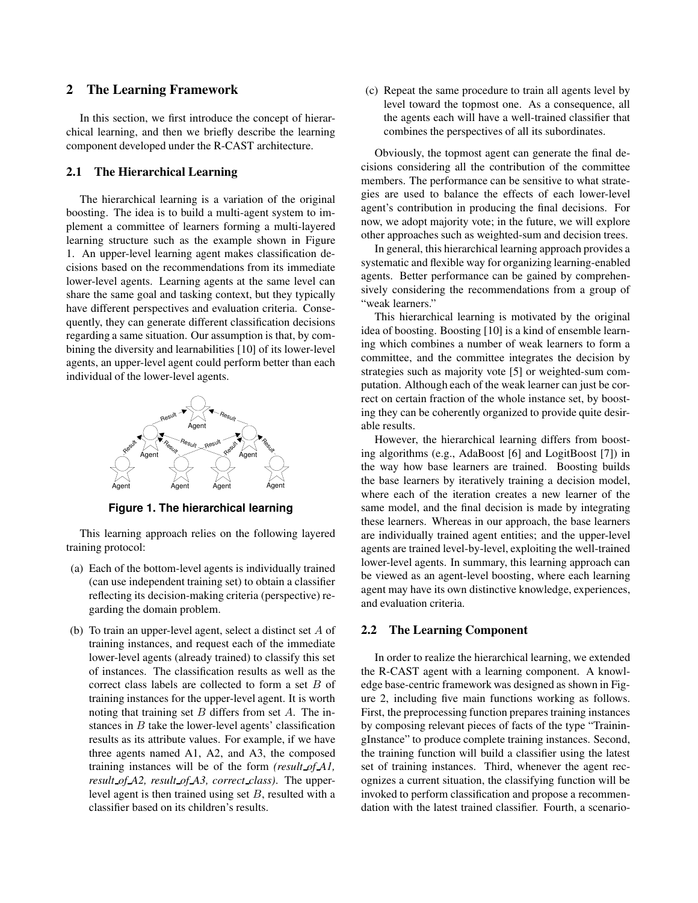## 2 The Learning Framework

In this section, we first introduce the concept of hierarchical learning, and then we briefly describe the learning component developed under the R-CAST architecture.

### 2.1 The Hierarchical Learning

The hierarchical learning is a variation of the original boosting. The idea is to build a multi-agent system to implement a committee of learners forming a multi-layered learning structure such as the example shown in Figure 1. An upper-level learning agent makes classification decisions based on the recommendations from its immediate lower-level agents. Learning agents at the same level can share the same goal and tasking context, but they typically have different perspectives and evaluation criteria. Consequently, they can generate different classification decisions regarding a same situation. Our assumption is that, by combining the diversity and learnabilities [10] of its lower-level agents, an upper-level agent could perform better than each individual of the lower-level agents.

**Figure 1. The hierarchical learning**

This learning approach relies on the following layered training protocol:

(a) Each of the bottom-level agents is individually trained (can use independent training set) to obtain a classifier reflecting its decision-making criteria (perspective) regarding the domain problem.

(b) To train an upper-level agent, select a distinct set $A$ of training instances, and request each of the immediate lower-level agents (already trained) to classify this set of instances. The classification results as well as the correct class labels are collected to form a set $B$ of training instances for the upper-level agent. It is worth noting that training set $B$ differs from set $A$. The instances in $B$ take the lower-level agents' classification results as its attribute values. For example, if we have three agents named A1, A2, and A3, the composed training instances will be of the form *(result_of_A1, result_of_A2, result_of_A3, correct_class)*. The upper-level agent is then trained using set $B$, resulted with a classifier based on its children's results.

(c) Repeat the same procedure to train all agents level by level toward the topmost one. As a consequence, all the agents each will have a well-trained classifier that combines the perspectives of all its subordinates.

Obviously, the topmost agent can generate the final decisions considering all the contribution of the committee members. The performance can be sensitive to what strategies are used to balance the effects of each lower-level agent's contribution in producing the final decisions. For now, we adopt majority vote; in the future, we will explore other approaches such as weighted-sum and decision trees.

In general, this hierarchical learning approach provides a systematic and flexible way for organizing learning-enabled agents. Better performance can be gained by comprehensively considering the recommendations from a group of "weak learners."

This hierarchical learning is motivated by the original idea of boosting. Boosting [10] is a kind of ensemble learning which combines a number of weak learners to form a committee, and the committee integrates the decision by strategies such as majority vote [5] or weighted-sum computation. Although each of the weak learner can just be correct on certain fraction of the whole instance set, by boosting they can be coherently organized to provide quite desirable results.

However, the hierarchical learning differs from boosting algorithms (e.g., AdaBoost [6] and LogitBoost [7]) in the way how base learners are trained. Boosting builds the base learners by iteratively training a decision model, where each of the iteration creates a new learner of the same model, and the final decision is made by integrating these learners. Whereas in our approach, the base learners are individually trained agent entities; and the upper-level agents are trained level-by-level, exploiting the well-trained lower-level agents. In summary, this learning approach can be viewed as an agent-level boosting, where each learning agent may have its own distinctive knowledge, experiences, and evaluation criteria.

### 2.2 The Learning Component

In order to realize the hierarchical learning, we extended the R-CAST agent with a learning component. A knowledge base-centric framework was designed as shown in Figure 2, including five main functions working as follows. First, the preprocessing function prepares training instances by composing relevant pieces of facts of the type "TrainingInstance" to produce complete training instances. Second, the training function will build a classifier using the latest set of training instances. Third, whenever the agent recognizes a current situation, the classifying function will be invoked to perform classification and propose a recommendation with the latest trained classifier. Fourth, a scenario-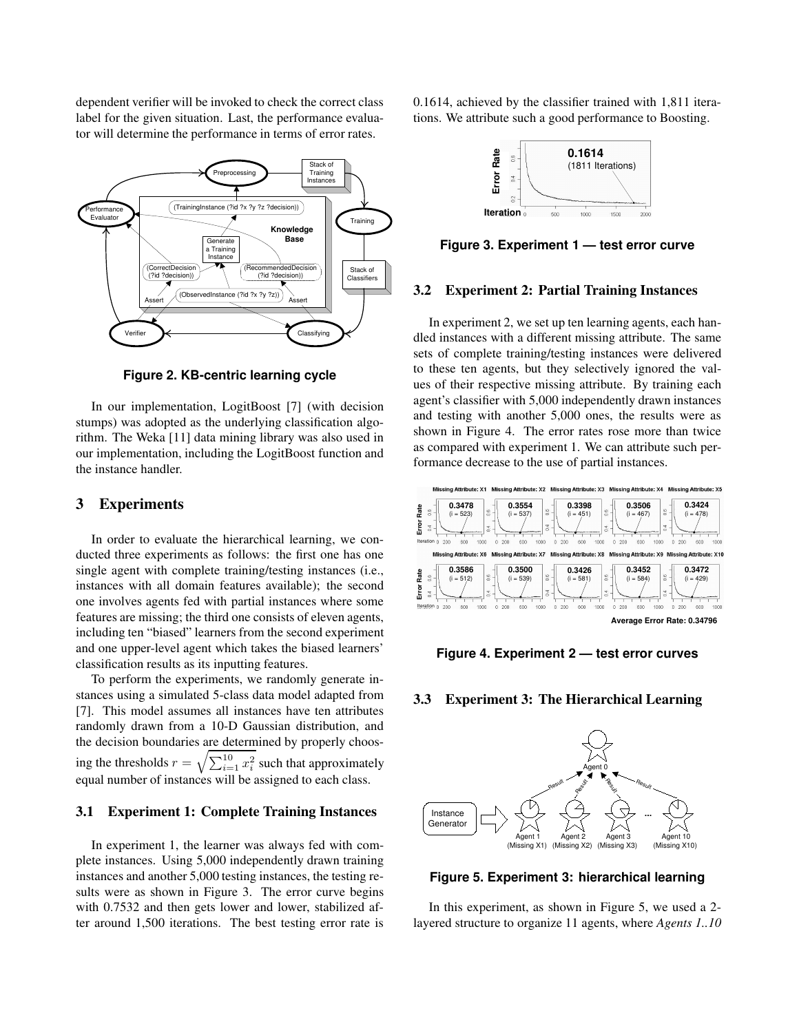dependent verifier will be invoked to check the correct class label for the given situation. Last, the performance evaluator will determine the performance in terms of error rates.

**Figure 2. KB-centric learning cycle**

In our implementation, LogitBoost [7] (with decision stumps) was adopted as the underlying classification algorithm. The Weka [11] data mining library was also used in our implementation, including the LogitBoost function and the instance handler.

## 3 Experiments

In order to evaluate the hierarchical learning, we conducted three experiments as follows: the first one has one single agent with complete training/testing instances (i.e., instances with all domain features available); the second one involves agents fed with partial instances where some features are missing; the third one consists of eleven agents, including ten "biased" learners from the second experiment and one upper-level agent which takes the biased learners' classification results as its inputting features.

To perform the experiments, we randomly generate instances using a simulated 5-class data model adapted from [7]. This model assumes all instances have ten attributes randomly drawn from a 10-D Gaussian distribution, and the decision boundaries are determined by properly choosing the thresholds $r = \sqrt{\sum_{i=1}^{10} x_i^2}$ such that approximately equal number of instances will be assigned to each class.

### 3.1 Experiment 1: Complete Training Instances

In experiment 1, the learner was always fed with complete instances. Using 5,000 independently drawn training instances and another 5,000 testing instances, the testing results were as shown in Figure 3. The error curve begins with 0.7532 and then gets lower and lower, stabilized after around 1,500 iterations. The best testing error rate is 0.1614, achieved by the classifier trained with 1,811 iterations. We attribute such a good performance to Boosting.

**Figure 3. Experiment 1 — test error curve**

### 3.2 Experiment 2: Partial Training Instances

In experiment 2, we set up ten learning agents, each handled instances with a different missing attribute. The same sets of complete training/testing instances were delivered to these ten agents, but they selectively ignored the values of their respective missing attribute. By training each agent's classifier with 5,000 independently drawn instances and testing with another 5,000 ones, the results were as shown in Figure 4. The error rates rose more than twice as compared with experiment 1. We can attribute such performance decrease to the use of partial instances.

**Figure 4. Experiment 2 — test error curves**

### 3.3 Experiment 3: The Hierarchical Learning

**Figure 5. Experiment 3: hierarchical learning**

In this experiment, as shown in Figure 5, we used a 2-layered structure to organize 11 agents, where *Agents 1..10*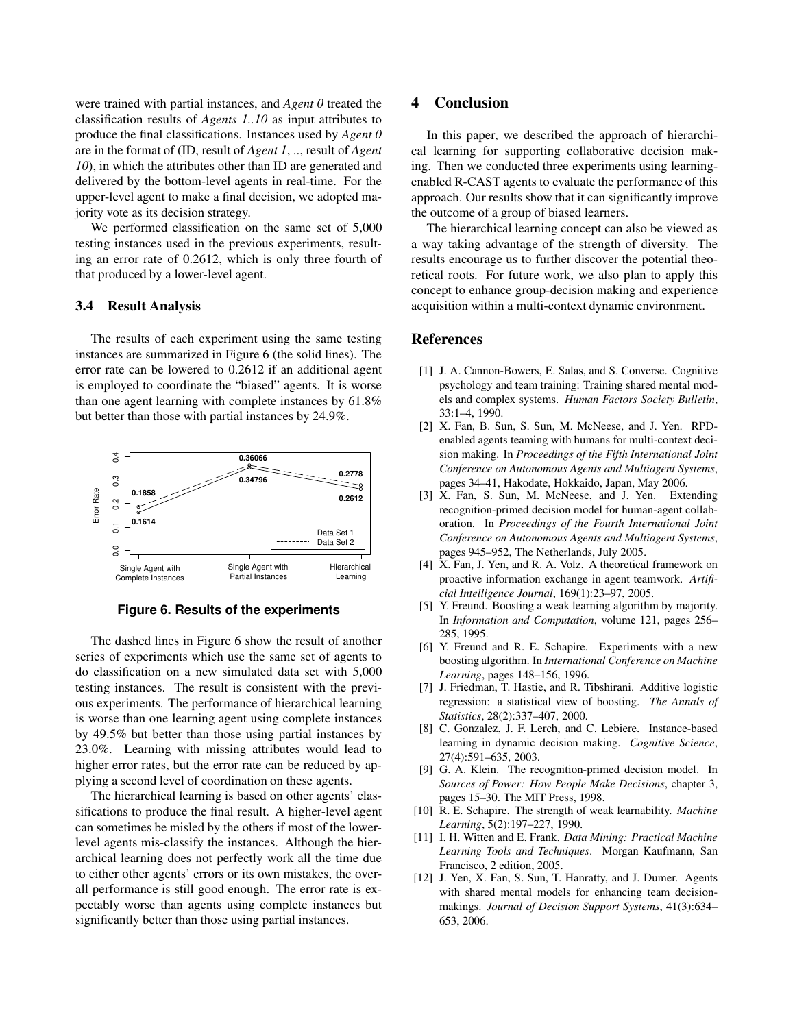were trained with partial instances, and *Agent 0* treated the classification results of *Agents 1..10* as input attributes to produce the final classifications. Instances used by *Agent 0* are in the format of (ID, result of *Agent 1*, .., result of *Agent 10*), in which the attributes other than ID are generated and delivered by the bottom-level agents in real-time. For the upper-level agent to make a final decision, we adopted majority vote as its decision strategy.

We performed classification on the same set of 5,000 testing instances used in the previous experiments, resulting an error rate of 0.2612, which is only three fourth of that produced by a lower-level agent.

### 3.4 Result Analysis

The results of each experiment using the same testing instances are summarized in Figure 6 (the solid lines). The error rate can be lowered to 0.2612 if an additional agent is employed to coordinate the "biased" agents. It is worse than one agent learning with complete instances by 61.8% but better than those with partial instances by 24.9%.

Error Rate

0.0 0.1 0.2 0.3 0.4

0.1858
0.1614
0.36066
0.34796
0.2778
0.2612

Data Set 1
Data Set 2

Single Agent with Complete Instances
Single Agent with Partial Instances
Hierarchical Learning

**Figure 6. Results of the experiments**

The dashed lines in Figure 6 show the result of another series of experiments which use the same set of agents to do classification on a new simulated data set with 5,000 testing instances. The result is consistent with the previous experiments. The performance of hierarchical learning is worse than one learning agent using complete instances by 49.5% but better than those using partial instances by 23.0%. Learning with missing attributes would lead to higher error rates, but the error rate can be reduced by applying a second level of coordination on these agents.

The hierarchical learning is based on other agents' classifications to produce the final result. A higher-level agent can sometimes be misled by the others if most of the lower-level agents mis-classify the instances. Although the hierarchical learning does not perfectly work all the time due to either other agents' errors or its own mistakes, the overall performance is still good enough. The error rate is expectably worse than agents using complete instances but significantly better than those using partial instances.

## 4 Conclusion

In this paper, we described the approach of hierarchical learning for supporting collaborative decision making. Then we conducted three experiments using learning-enabled R-CAST agents to evaluate the performance of this approach. Our results show that it can significantly improve the outcome of a group of biased learners.

The hierarchical learning concept can also be viewed as a way taking advantage of the strength of diversity. The results encourage us to further discover the potential theoretical roots. For future work, we also plan to apply this concept to enhance group-decision making and experience acquisition within a multi-context dynamic environment.

## References

[1] J. A. Cannon-Bowers, E. Salas, and S. Converse. Cognitive psychology and team training: Training shared mental models and complex systems. *Human Factors Society Bulletin*, 33:1–4, 1990.

[2] X. Fan, B. Sun, S. Sun, M. McNeese, and J. Yen. RPD-enabled agents teaming with humans for multi-context decision making. In *Proceedings of the Fifth International Joint Conference on Autonomous Agents and Multiagent Systems*, pages 34–41, Hakodate, Hokkaido, Japan, May 2006.

[3] X. Fan, S. Sun, M. McNeese, and J. Yen. Extending recognition-primed decision model for human-agent collaboration. In *Proceedings of the Fourth International Joint Conference on Autonomous Agents and Multiagent Systems*, pages 945–952, The Netherlands, July 2005.

[4] X. Fan, J. Yen, and R. A. Volz. A theoretical framework on proactive information exchange in agent teamwork. *Artificial Intelligence Journal*, 169(1):23–97, 2005.

[5] Y. Freund. Boosting a weak learning algorithm by majority. In *Information and Computation*, volume 121, pages 256–285, 1995.

[6] Y. Freund and R. E. Schapire. Experiments with a new boosting algorithm. In *International Conference on Machine Learning*, pages 148–156, 1996.

[7] J. Friedman, T. Hastie, and R. Tibshirani. Additive logistic regression: a statistical view of boosting. *The Annals of Statistics*, 28(2):337–407, 2000.

[8] C. Gonzalez, J. F. Lerch, and C. Lebiere. Instance-based learning in dynamic decision making. *Cognitive Science*, 27(4):591–635, 2003.

[9] G. A. Klein. The recognition-primed decision model. In *Sources of Power: How People Make Decisions*, chapter 3, pages 15–30. The MIT Press, 1998.

[10] R. E. Schapire. The strength of weak learnability. *Machine Learning*, 5(2):197–227, 1990.

[11] I. H. Witten and E. Frank. *Data Mining: Practical Machine Learning Tools and Techniques*. Morgan Kaufmann, San Francisco, 2 edition, 2005.

[12] J. Yen, X. Fan, S. Sun, T. Hanratty, and J. Dumer. Agents with shared mental models for enhancing team decision-makings. *Journal of Decision Support Systems*, 41(3):634–653, 2006.